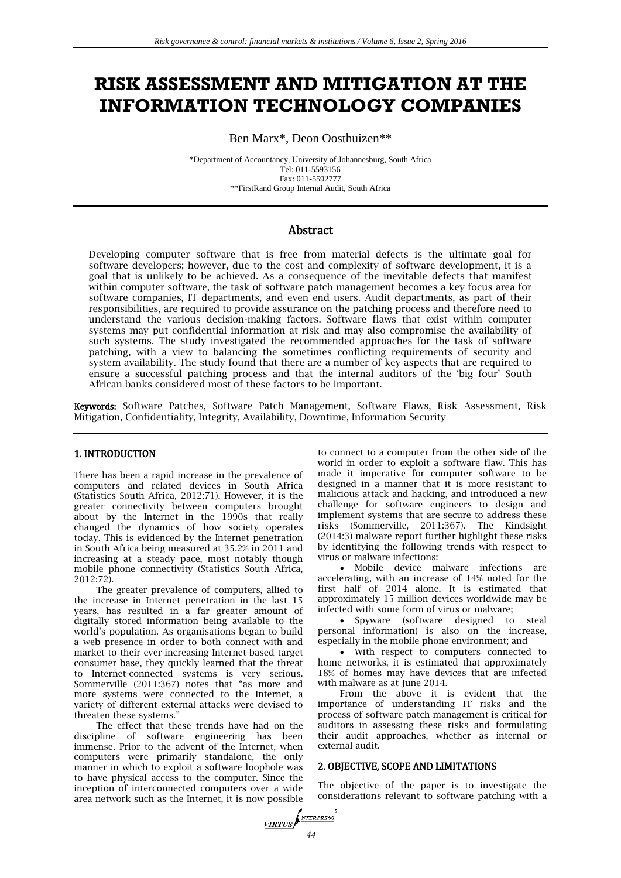# RISK ASSESSMENT AND MITIGATION AT THE INFORMATION TECHNOLOGY COMPANIES

Ben Marx*, Deon Oosthuizen**

*Department of Accountancy, University of Johannesburg, South Africa
Tel: 011-5593156
Fax: 011-5592777
**FirstRand Group Internal Audit, South Africa

## Abstract

Developing computer software that is free from material defects is the ultimate goal for software developers; however, due to the cost and complexity of software development, it is a goal that is unlikely to be achieved. As a consequence of the inevitable defects that manifest within computer software, the task of software patch management becomes a key focus area for software companies, IT departments, and even end users. Audit departments, as part of their responsibilities, are required to provide assurance on the patching process and therefore need to understand the various decision-making factors. Software flaws that exist within computer systems may put confidential information at risk and may also compromise the availability of such systems. The study investigated the recommended approaches for the task of software patching, with a view to balancing the sometimes conflicting requirements of security and system availability. The study found that there are a number of key aspects that are required to ensure a successful patching process and that the internal auditors of the 'big four' South African banks considered most of these factors to be important.

**Keywords:** Software Patches, Software Patch Management, Software Flaws, Risk Assessment, Risk Mitigation, Confidentiality, Integrity, Availability, Downtime, Information Security

## 1. INTRODUCTION

There has been a rapid increase in the prevalence of computers and related devices in South Africa (Statistics South Africa, 2012:71). However, it is the greater connectivity between computers brought about by the Internet in the 1990s that really changed the dynamics of how society operates today. This is evidenced by the Internet penetration in South Africa being measured at 35.2% in 2011 and increasing at a steady pace, most notably though mobile phone connectivity (Statistics South Africa, 2012:72).

The greater prevalence of computers, allied to the increase in Internet penetration in the last 15 years, has resulted in a far greater amount of digitally stored information being available to the world's population. As organisations began to build a web presence in order to both connect with and market to their ever-increasing Internet-based target consumer base, they quickly learned that the threat to Internet-connected systems is very serious. Sommerville (2011:367) notes that "as more and more systems were connected to the Internet, a variety of different external attacks were devised to threaten these systems."

The effect that these trends have had on the discipline of software engineering has been immense. Prior to the advent of the Internet, when computers were primarily standalone, the only manner in which to exploit a software loophole was to have physical access to the computer. Since the inception of interconnected computers over a wide area network such as the Internet, it is now possible to connect to a computer from the other side of the world in order to exploit a software flaw. This has made it imperative for computer software to be designed in a manner that it is more resistant to malicious attack and hacking, and introduced a new challenge for software engineers to design and implement systems that are secure to address these risks (Sommerville, 2011:367). The Kindsight (2014:3) malware report further highlight these risks by identifying the following trends with respect to virus or malware infections:

- Mobile device malware infections are accelerating, with an increase of 14% noted for the first half of 2014 alone. It is estimated that approximately 15 million devices worldwide may be infected with some form of virus or malware;
- Spyware (software designed to steal personal information) is also on the increase, especially in the mobile phone environment; and
- With respect to computers connected to home networks, it is estimated that approximately 18% of homes may have devices that are infected with malware as at June 2014.

From the above it is evident that the importance of understanding IT risks and the process of software patch management is critical for auditors in assessing these risks and formulating their audit approaches, whether as internal or external audit.

## 2. OBJECTIVE, SCOPE AND LIMITATIONS

The objective of the paper is to investigate the considerations relevant to software patching with a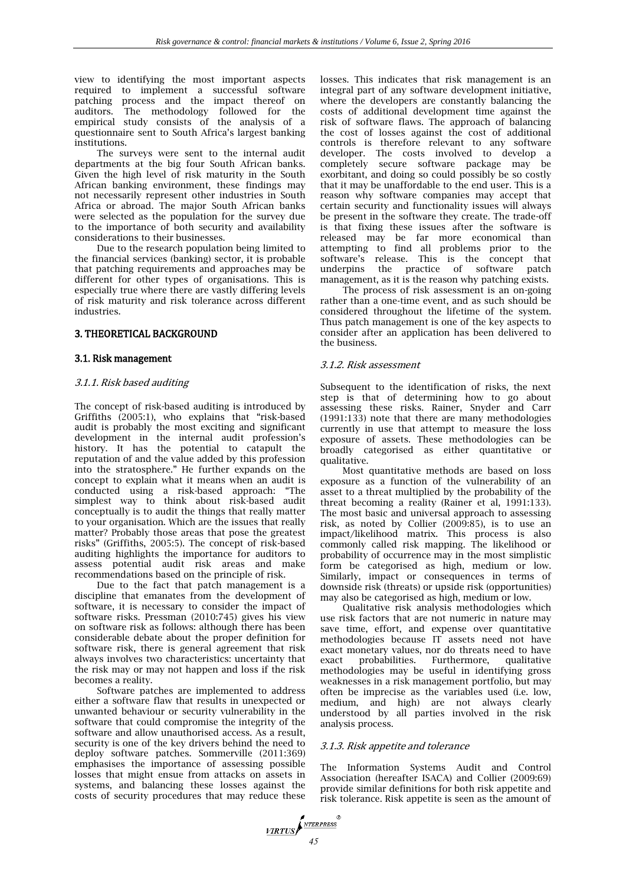view to identifying the most important aspects required to implement a successful software patching process and the impact thereof on auditors. The methodology followed for the empirical study consists of the analysis of a questionnaire sent to South Africa's largest banking institutions.

The surveys were sent to the internal audit departments at the big four South African banks. Given the high level of risk maturity in the South African banking environment, these findings may not necessarily represent other industries in South Africa or abroad. The major South African banks were selected as the population for the survey due to the importance of both security and availability considerations to their businesses.

Due to the research population being limited to the financial services (banking) sector, it is probable that patching requirements and approaches may be different for other types of organisations. This is especially true where there are vastly differing levels of risk maturity and risk tolerance across different industries.

## 3. THEORETICAL BACKGROUND

### 3.1. Risk management

#### *3.1.1. Risk based auditing*

The concept of risk-based auditing is introduced by Griffiths (2005:1), who explains that "risk-based audit is probably the most exciting and significant development in the internal audit profession's history. It has the potential to catapult the reputation of and the value added by this profession into the stratosphere." He further expands on the concept to explain what it means when an audit is conducted using a risk-based approach: "The simplest way to think about risk-based audit conceptually is to audit the things that really matter to your organisation. Which are the issues that really matter? Probably those areas that pose the greatest risks" (Griffiths, 2005:5). The concept of risk-based auditing highlights the importance for auditors to assess potential audit risk areas and make recommendations based on the principle of risk.

Due to the fact that patch management is a discipline that emanates from the development of software, it is necessary to consider the impact of software risks. Pressman (2010:745) gives his view on software risk as follows: although there has been considerable debate about the proper definition for software risk, there is general agreement that risk always involves two characteristics: uncertainty that the risk may or may not happen and loss if the risk becomes a reality.

Software patches are implemented to address either a software flaw that results in unexpected or unwanted behaviour or security vulnerability in the software that could compromise the integrity of the software and allow unauthorised access. As a result, security is one of the key drivers behind the need to deploy software patches. Sommerville (2011:369) emphasises the importance of assessing possible losses that might ensue from attacks on assets in systems, and balancing these losses against the costs of security procedures that may reduce these losses. This indicates that risk management is an integral part of any software development initiative, where the developers are constantly balancing the costs of additional development time against the risk of software flaws. The approach of balancing the cost of losses against the cost of additional controls is therefore relevant to any software developer. The costs involved to develop a completely secure software package may be exorbitant, and doing so could possibly be so costly that it may be unaffordable to the end user. This is a reason why software companies may accept that certain security and functionality issues will always be present in the software they create. The trade-off is that fixing these issues after the software is released may be far more economical than attempting to find all problems prior to the software's release. This is the concept that underpins the practice of software patch management, as it is the reason why patching exists.

The process of risk assessment is an on-going rather than a one-time event, and as such should be considered throughout the lifetime of the system. Thus patch management is one of the key aspects to consider after an application has been delivered to the business.

#### *3.1.2. Risk assessment*

Subsequent to the identification of risks, the next step is that of determining how to go about assessing these risks. Rainer, Snyder and Carr (1991:133) note that there are many methodologies currently in use that attempt to measure the loss exposure of assets. These methodologies can be broadly categorised as either quantitative or qualitative.

Most quantitative methods are based on loss exposure as a function of the vulnerability of an asset to a threat multiplied by the probability of the threat becoming a reality (Rainer et al, 1991:133). The most basic and universal approach to assessing risk, as noted by Collier (2009:85), is to use an impact/likelihood matrix. This process is also commonly called risk mapping. The likelihood or probability of occurrence may in the most simplistic form be categorised as high, medium or low. Similarly, impact or consequences in terms of downside risk (threats) or upside risk (opportunities) may also be categorised as high, medium or low.

Qualitative risk analysis methodologies which use risk factors that are not numeric in nature may save time, effort, and expense over quantitative methodologies because IT assets need not have exact monetary values, nor do threats need to have exact probabilities. Furthermore, qualitative methodologies may be useful in identifying gross weaknesses in a risk management portfolio, but may often be imprecise as the variables used (i.e. low, medium, and high) are not always clearly understood by all parties involved in the risk analysis process.

#### *3.1.3. Risk appetite and tolerance*

The Information Systems Audit and Control Association (hereafter ISACA) and Collier (2009:69) provide similar definitions for both risk appetite and risk tolerance. Risk appetite is seen as the amount of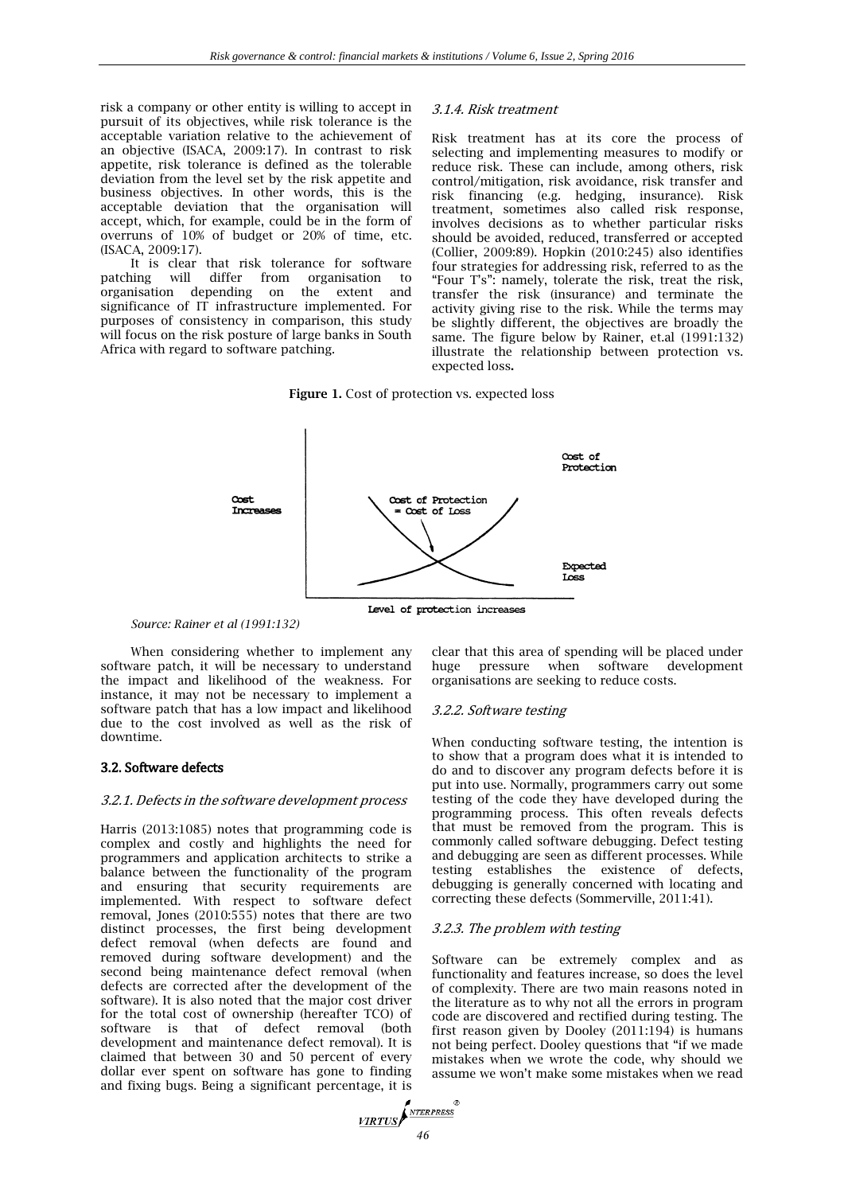risk a company or other entity is willing to accept in pursuit of its objectives, while risk tolerance is the acceptable variation relative to the achievement of an objective (ISACA, 2009:17). In contrast to risk appetite, risk tolerance is defined as the tolerable deviation from the level set by the risk appetite and business objectives. In other words, this is the acceptable deviation that the organisation will accept, which, for example, could be in the form of overruns of 10% of budget or 20% of time, etc. (ISACA, 2009:17).

It is clear that risk tolerance for software patching will differ from organisation to organisation depending on the extent and significance of IT infrastructure implemented. For purposes of consistency in comparison, this study will focus on the risk posture of large banks in South Africa with regard to software patching.

#### *3.1.4. Risk treatment*

Risk treatment has at its core the process of selecting and implementing measures to modify or reduce risk. These can include, among others, risk control/mitigation, risk avoidance, risk transfer and risk financing (e.g. hedging, insurance). Risk treatment, sometimes also called risk response, involves decisions as to whether particular risks should be avoided, reduced, transferred or accepted (Collier, 2009:89). Hopkin (2010:245) also identifies four strategies for addressing risk, referred to as the "Four T's": namely, tolerate the risk, treat the risk, transfer the risk (insurance) and terminate the activity giving rise to the risk. While the terms may be slightly different, the objectives are broadly the same. The figure below by Rainer, et.al (1991:132) illustrate the relationship between protection vs. expected loss.

**Figure 1.** Cost of protection vs. expected loss

*Source: Rainer et al (1991:132)*

When considering whether to implement any software patch, it will be necessary to understand the impact and likelihood of the weakness. For instance, it may not be necessary to implement a software patch that has a low impact and likelihood due to the cost involved as well as the risk of downtime.

### 3.2. Software defects

#### *3.2.1. Defects in the software development process*

Harris (2013:1085) notes that programming code is complex and costly and highlights the need for programmers and application architects to strike a balance between the functionality of the program and ensuring that security requirements are implemented. With respect to software defect removal, Jones (2010:555) notes that there are two distinct processes, the first being development defect removal (when defects are found and removed during software development) and the second being maintenance defect removal (when defects are corrected after the development of the software). It is also noted that the major cost driver for the total cost of ownership (hereafter TCO) of software is that of defect removal (both development and maintenance defect removal). It is claimed that between 30 and 50 percent of every dollar ever spent on software has gone to finding and fixing bugs. Being a significant percentage, it is clear that this area of spending will be placed under huge pressure when software development organisations are seeking to reduce costs.

#### *3.2.2. Software testing*

When conducting software testing, the intention is to show that a program does what it is intended to do and to discover any program defects before it is put into use. Normally, programmers carry out some testing of the code they have developed during the programming process. This often reveals defects that must be removed from the program. This is commonly called software debugging. Defect testing and debugging are seen as different processes. While testing establishes the existence of defects, debugging is generally concerned with locating and correcting these defects (Sommerville, 2011:41).

#### *3.2.3. The problem with testing*

Software can be extremely complex and as functionality and features increase, so does the level of complexity. There are two main reasons noted in the literature as to why not all the errors in program code are discovered and rectified during testing. The first reason given by Dooley (2011:194) is humans not being perfect. Dooley questions that "if we made mistakes when we wrote the code, why should we assume we won't make some mistakes when we read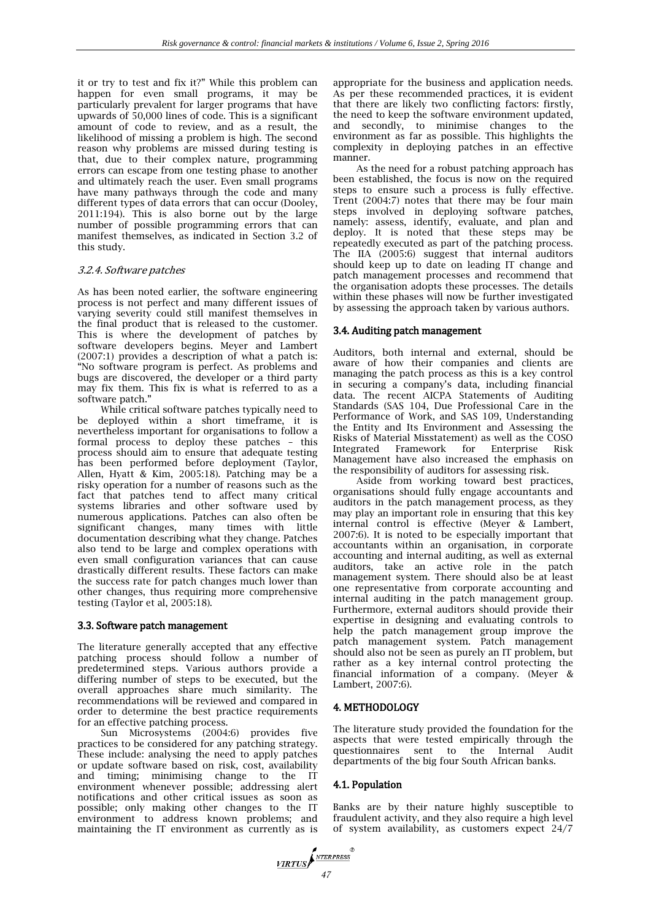it or try to test and fix it?" While this problem can happen for even small programs, it may be particularly prevalent for larger programs that have upwards of 50,000 lines of code. This is a significant amount of code to review, and as a result, the likelihood of missing a problem is high. The second reason why problems are missed during testing is that, due to their complex nature, programming errors can escape from one testing phase to another and ultimately reach the user. Even small programs have many pathways through the code and many different types of data errors that can occur (Dooley, 2011:194). This is also borne out by the large number of possible programming errors that can manifest themselves, as indicated in Section 3.2 of this study.

### *3.2.4. Software patches*

As has been noted earlier, the software engineering process is not perfect and many different issues of varying severity could still manifest themselves in the final product that is released to the customer. This is where the development of patches by software developers begins. Meyer and Lambert (2007:1) provides a description of what a patch is: "No software program is perfect. As problems and bugs are discovered, the developer or a third party may fix them. This fix is what is referred to as a software patch."

While critical software patches typically need to be deployed within a short timeframe, it is nevertheless important for organisations to follow a formal process to deploy these patches – this process should aim to ensure that adequate testing has been performed before deployment (Taylor, Allen, Hyatt & Kim, 2005:18). Patching may be a risky operation for a number of reasons such as the fact that patches tend to affect many critical systems libraries and other software used by numerous applications. Patches can also often be significant changes, many times with little documentation describing what they change. Patches also tend to be large and complex operations with even small configuration variances that can cause drastically different results. These factors can make the success rate for patch changes much lower than other changes, thus requiring more comprehensive testing (Taylor et al, 2005:18).

## 3.3. Software patch management

The literature generally accepted that any effective patching process should follow a number of predetermined steps. Various authors provide a differing number of steps to be executed, but the overall approaches share much similarity. The recommendations will be reviewed and compared in order to determine the best practice requirements for an effective patching process.

Sun Microsystems (2004:6) provides five practices to be considered for any patching strategy. These include: analysing the need to apply patches or update software based on risk, cost, availability and timing; minimising change to the IT environment whenever possible; addressing alert notifications and other critical issues as soon as possible; only making other changes to the IT environment to address known problems; and maintaining the IT environment as currently as is appropriate for the business and application needs. As per these recommended practices, it is evident that there are likely two conflicting factors: firstly, the need to keep the software environment updated, and secondly, to minimise changes to the environment as far as possible. This highlights the complexity in deploying patches in an effective manner.

As the need for a robust patching approach has been established, the focus is now on the required steps to ensure such a process is fully effective. Trent (2004:7) notes that there may be four main steps involved in deploying software patches, namely: assess, identify, evaluate, and plan and deploy. It is noted that these steps may be repeatedly executed as part of the patching process. The IIA (2005:6) suggest that internal auditors should keep up to date on leading IT change and patch management processes and recommend that the organisation adopts these processes. The details within these phases will now be further investigated by assessing the approach taken by various authors.

## 3.4. Auditing patch management

Auditors, both internal and external, should be aware of how their companies and clients are managing the patch process as this is a key control in securing a company's data, including financial data. The recent AICPA Statements of Auditing Standards (SAS 104, Due Professional Care in the Performance of Work, and SAS 109, Understanding the Entity and Its Environment and Assessing the Risks of Material Misstatement) as well as the COSO Integrated Framework for Enterprise Risk Management have also increased the emphasis on the responsibility of auditors for assessing risk.

Aside from working toward best practices, organisations should fully engage accountants and auditors in the patch management process, as they may play an important role in ensuring that this key internal control is effective (Meyer & Lambert, 2007:6). It is noted to be especially important that accountants within an organisation, in corporate accounting and internal auditing, as well as external auditors, take an active role in the patch management system. There should also be at least one representative from corporate accounting and internal auditing in the patch management group. Furthermore, external auditors should provide their expertise in designing and evaluating controls to help the patch management group improve the patch management system. Patch management should also not be seen as purely an IT problem, but rather as a key internal control protecting the financial information of a company. (Meyer & Lambert, 2007:6).

# 4. METHODOLOGY

The literature study provided the foundation for the aspects that were tested empirically through the questionnaires sent to the Internal Audit departments of the big four South African banks.

## 4.1. Population

Banks are by their nature highly susceptible to fraudulent activity, and they also require a high level of system availability, as customers expect 24/7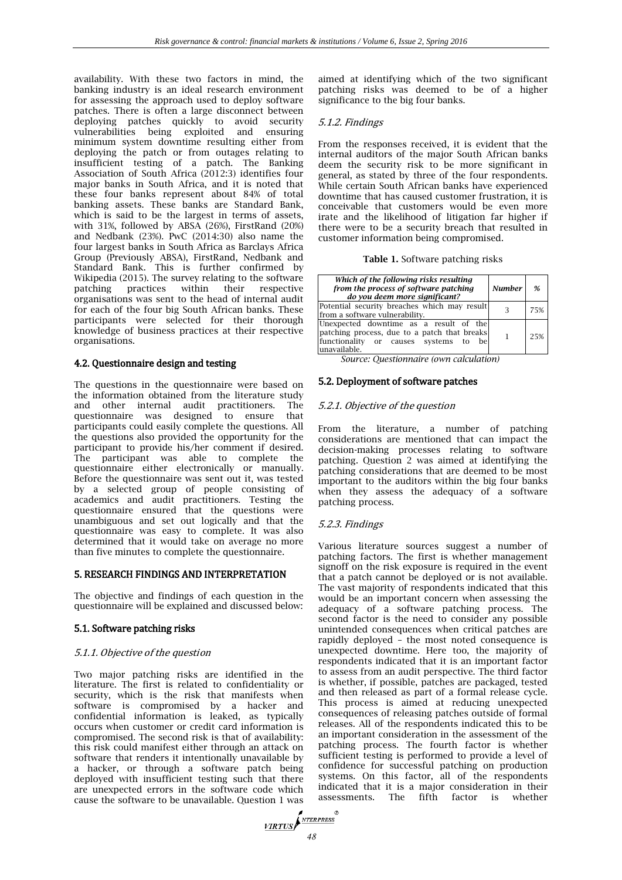availability. With these two factors in mind, the banking industry is an ideal research environment for assessing the approach used to deploy software patches. There is often a large disconnect between deploying patches quickly to avoid security vulnerabilities being exploited and ensuring minimum system downtime resulting either from deploying the patch or from outages relating to insufficient testing of a patch. The Banking Association of South Africa (2012:3) identifies four major banks in South Africa, and it is noted that these four banks represent about 84% of total banking assets. These banks are Standard Bank, which is said to be the largest in terms of assets, with 31%, followed by ABSA (26%), FirstRand (20%) and Nedbank (23%). PwC (2014:30) also name the four largest banks in South Africa as Barclays Africa Group (Previously ABSA), FirstRand, Nedbank and Standard Bank. This is further confirmed by Wikipedia (2015). The survey relating to the software patching practices within their respective organisations was sent to the head of internal audit for each of the four big South African banks. These participants were selected for their thorough knowledge of business practices at their respective organisations.

### 4.2. Questionnaire design and testing

The questions in the questionnaire were based on the information obtained from the literature study and other internal audit practitioners. The questionnaire was designed to ensure that participants could easily complete the questions. All the questions also provided the opportunity for the participant to provide his/her comment if desired. The participant was able to complete the questionnaire either electronically or manually. Before the questionnaire was sent out it, was tested by a selected group of people consisting of academics and audit practitioners. Testing the questionnaire ensured that the questions were unambiguous and set out logically and that the questionnaire was easy to complete. It was also determined that it would take on average no more than five minutes to complete the questionnaire.

## 5. RESEARCH FINDINGS AND INTERPRETATION

The objective and findings of each question in the questionnaire will be explained and discussed below:

### 5.1. Software patching risks

#### *5.1.1. Objective of the question*

Two major patching risks are identified in the literature. The first is related to confidentiality or security, which is the risk that manifests when software is compromised by a hacker and confidential information is leaked, as typically occurs when customer or credit card information is compromised. The second risk is that of availability: this risk could manifest either through an attack on software that renders it intentionally unavailable by a hacker, or through a software patch being deployed with insufficient testing such that there are unexpected errors in the software code which cause the software to be unavailable. Question 1 was aimed at identifying which of the two significant patching risks was deemed to be of a higher significance to the big four banks.

#### *5.1.2. Findings*

From the responses received, it is evident that the internal auditors of the major South African banks deem the security risk to be more significant in general, as stated by three of the four respondents. While certain South African banks have experienced downtime that has caused customer frustration, it is conceivable that customers would be even more irate and the likelihood of litigation far higher if there were to be a security breach that resulted in customer information being compromised.

**Table 1.** Software patching risks

| *Which of the following risks resulting from the process of software patching do you deem more significant?* | *Number* | *%* |
|---|---|---|
| Potential security breaches which may result from a software vulnerability. | 3 | 75% |
| Unexpected downtime as a result of the patching process, due to a patch that breaks functionality or causes systems to be unavailable. | 1 | 25% |

*Source: Questionnaire (own calculation)*

### 5.2. Deployment of software patches

#### *5.2.1. Objective of the question*

From the literature, a number of patching considerations are mentioned that can impact the decision-making processes relating to software patching. Question 2 was aimed at identifying the patching considerations that are deemed to be most important to the auditors within the big four banks when they assess the adequacy of a software patching process.

#### *5.2.3. Findings*

Various literature sources suggest a number of patching factors. The first is whether management signoff on the risk exposure is required in the event that a patch cannot be deployed or is not available. The vast majority of respondents indicated that this would be an important concern when assessing the adequacy of a software patching process. The second factor is the need to consider any possible unintended consequences when critical patches are rapidly deployed – the most noted consequence is unexpected downtime. Here too, the majority of respondents indicated that it is an important factor to assess from an audit perspective. The third factor is whether, if possible, patches are packaged, tested and then released as part of a formal release cycle. This process is aimed at reducing unexpected consequences of releasing patches outside of formal releases. All of the respondents indicated this to be an important consideration in the assessment of the patching process. The fourth factor is whether sufficient testing is performed to provide a level of confidence for successful patching on production systems. On this factor, all of the respondents indicated that it is a major consideration in their assessments. The fifth factor is whether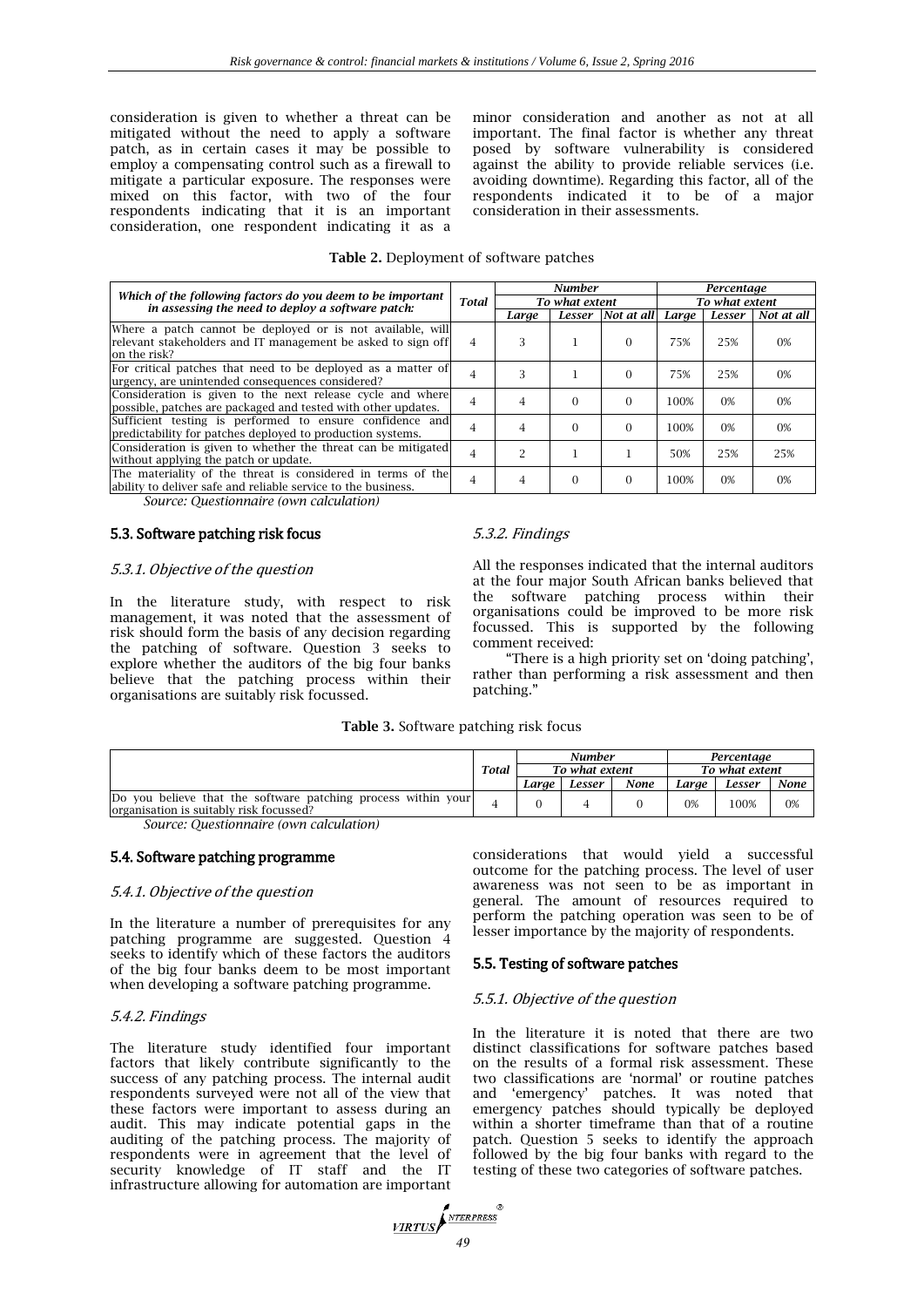consideration is given to whether a threat can be mitigated without the need to apply a software patch, as in certain cases it may be possible to employ a compensating control such as a firewall to mitigate a particular exposure. The responses were mixed on this factor, with two of the four respondents indicating that it is an important consideration, one respondent indicating it as a minor consideration and another as not at all important. The final factor is whether any threat posed by software vulnerability is considered against the ability to provide reliable services (i.e. avoiding downtime). Regarding this factor, all of the respondents indicated it to be of a major consideration in their assessments.

**Table 2.** Deployment of software patches

| Which of the following factors do you deem to be important in assessing the need to deploy a software patch: | Total | Number | | | Percentage | | |
|---|---|---|---|---|---|---|---|
| | | To what extent | | | To what extent | | |
| | | Large | Lesser | Not at all | Large | Lesser | Not at all |
| Where a patch cannot be deployed or is not available, will relevant stakeholders and IT management be asked to sign off on the risk? | 4 | 3 | 1 | 0 | 75% | 25% | 0% |
| For critical patches that need to be deployed as a matter of urgency, are unintended consequences considered? | 4 | 3 | 1 | 0 | 75% | 25% | 0% |
| Consideration is given to the next release cycle and where possible, patches are packaged and tested with other updates. | 4 | 4 | 0 | 0 | 100% | 0% | 0% |
| Sufficient testing is performed to ensure confidence and predictability for patches deployed to production systems. | 4 | 4 | 0 | 0 | 100% | 0% | 0% |
| Consideration is given to whether the threat can be mitigated without applying the patch or update. | 4 | 2 | 1 | 1 | 50% | 25% | 25% |
| The materiality of the threat is considered in terms of the ability to deliver safe and reliable service to the business. | 4 | 4 | 0 | 0 | 100% | 0% | 0% |

*Source: Questionnaire (own calculation)*

### 5.3. Software patching risk focus

#### *5.3.1. Objective of the question*

In the literature study, with respect to risk management, it was noted that the assessment of risk should form the basis of any decision regarding the patching of software. Question 3 seeks to explore whether the auditors of the big four banks believe that the patching process within their organisations are suitably risk focussed.

#### *5.3.2. Findings*

All the responses indicated that the internal auditors at the four major South African banks believed that the software patching process within their organisations could be improved to be more risk focussed. This is supported by the following comment received:

"There is a high priority set on 'doing patching', rather than performing a risk assessment and then patching."

**Table 3.** Software patching risk focus

| | Total | Number | | | Percentage | | |
|---|---|---|---|---|---|---|---|
| | | To what extent | | | To what extent | | |
| | | Large | Lesser | None | Large | Lesser | None |
| Do you believe that the software patching process within your organisation is suitably risk focussed? | 4 | 0 | 4 | 0 | 0% | 100% | 0% |

*Source: Questionnaire (own calculation)*

### 5.4. Software patching programme

#### *5.4.1. Objective of the question*

In the literature a number of prerequisites for any patching programme are suggested. Question 4 seeks to identify which of these factors the auditors of the big four banks deem to be most important when developing a software patching programme.

#### *5.4.2. Findings*

The literature study identified four important factors that likely contribute significantly to the success of any patching process. The internal audit respondents surveyed were not all of the view that these factors were important to assess during an audit. This may indicate potential gaps in the auditing of the patching process. The majority of respondents were in agreement that the level of security knowledge of IT staff and the IT infrastructure allowing for automation are important considerations that would yield a successful outcome for the patching process. The level of user awareness was not seen to be as important in general. The amount of resources required to perform the patching operation was seen to be of lesser importance by the majority of respondents.

### 5.5. Testing of software patches

#### *5.5.1. Objective of the question*

In the literature it is noted that there are two distinct classifications for software patches based on the results of a formal risk assessment. These two classifications are 'normal' or routine patches and 'emergency' patches. It was noted that emergency patches should typically be deployed within a shorter timeframe than that of a routine patch. Question 5 seeks to identify the approach followed by the big four banks with regard to the testing of these two categories of software patches.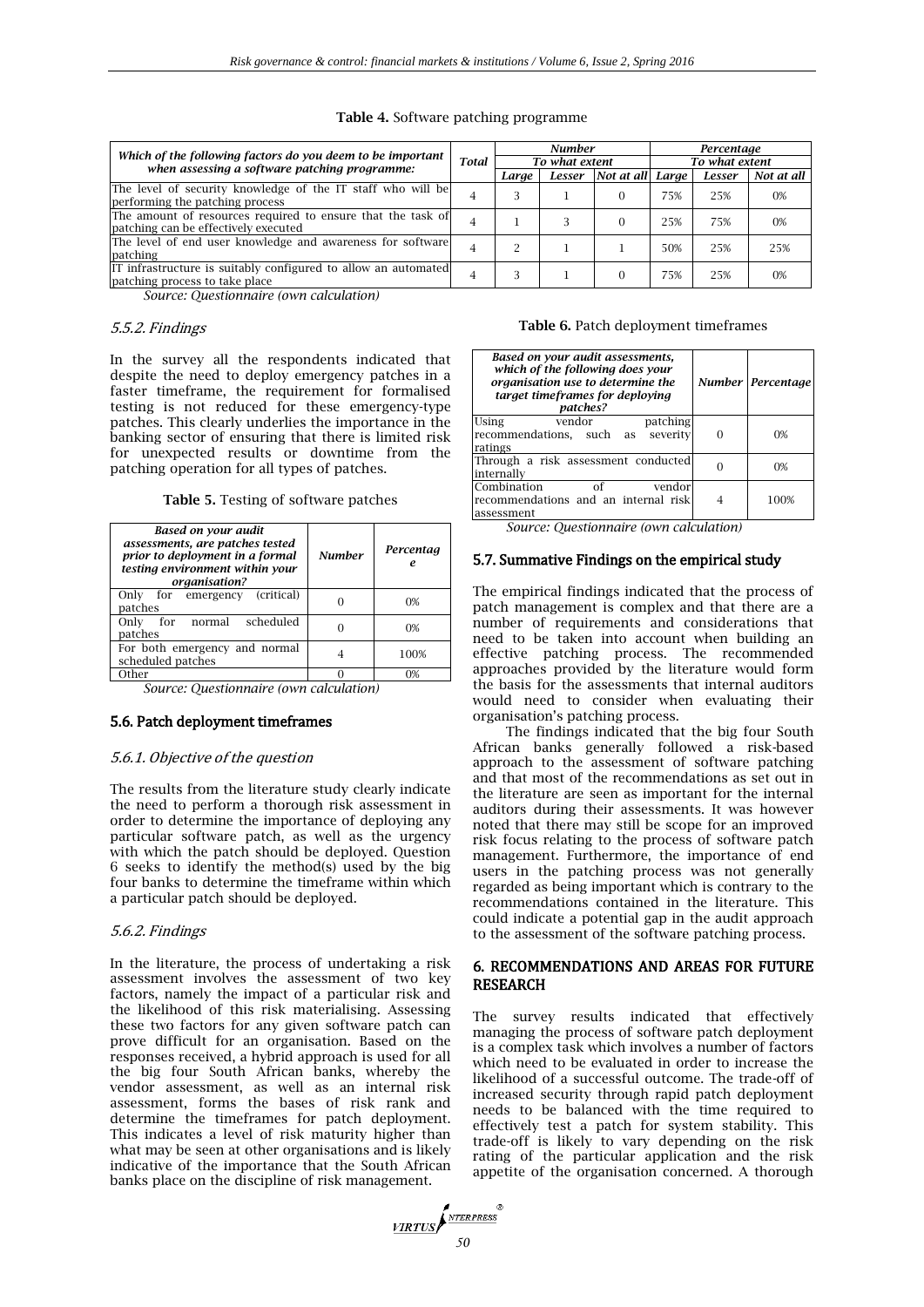**Table 4.** Software patching programme

| Which of the following factors do you deem to be important when assessing a software patching programme: | Total | Number | | | Percentage | | |
|---|---|---|---|---|---|---|---|
| | | To what extent | | | To what extent | | |
| | | Large | Lesser | Not at all | Large | Lesser | Not at all |
| The level of security knowledge of the IT staff who will be performing the patching process | 4 | 3 | 1 | 0 | 75% | 25% | 0% |
| The amount of resources required to ensure that the task of patching can be effectively executed | 4 | 1 | 3 | 0 | 25% | 75% | 0% |
| The level of end user knowledge and awareness for software patching | 4 | 2 | 1 | 1 | 50% | 25% | 25% |
| IT infrastructure is suitably configured to allow an automated patching process to take place | 4 | 3 | 1 | 0 | 75% | 25% | 0% |

*Source: Questionnaire (own calculation)*

### *5.5.2. Findings*

In the survey all the respondents indicated that despite the need to deploy emergency patches in a faster timeframe, the requirement for formalised testing is not reduced for these emergency-type patches. This clearly underlies the importance in the banking sector of ensuring that there is limited risk for unexpected results or downtime from the patching operation for all types of patches.

**Table 5.** Testing of software patches

| *Based on your audit assessments, are patches tested prior to deployment in a formal testing environment within your organisation?* | *Number* | *Percentage* |
|---|---|---|
| Only for emergency (critical) patches | 0 | 0% |
| Only for normal scheduled patches | 0 | 0% |
| For both emergency and normal scheduled patches | 4 | 100% |
| Other | 0 | 0% |

*Source: Questionnaire (own calculation)*

## 5.6. Patch deployment timeframes

### *5.6.1. Objective of the question*

The results from the literature study clearly indicate the need to perform a thorough risk assessment in order to determine the importance of deploying any particular software patch, as well as the urgency with which the patch should be deployed. Question 6 seeks to identify the method(s) used by the big four banks to determine the timeframe within which a particular patch should be deployed.

### *5.6.2. Findings*

In the literature, the process of undertaking a risk assessment involves the assessment of two key factors, namely the impact of a particular risk and the likelihood of this risk materialising. Assessing these two factors for any given software patch can prove difficult for an organisation. Based on the responses received, a hybrid approach is used for all the big four South African banks, whereby the vendor assessment, as well as an internal risk assessment, forms the bases of risk rank and determine the timeframes for patch deployment. This indicates a level of risk maturity higher than what may be seen at other organisations and is likely indicative of the importance that the South African banks place on the discipline of risk management.

**Table 6.** Patch deployment timeframes

| *Based on your audit assessments, which of the following does your organisation use to determine the target timeframes for deploying patches?* | *Number* | *Percentage* |
|---|---|---|
| Using vendor patching recommendations, such as severity ratings | 0 | 0% |
| Through a risk assessment conducted internally | 0 | 0% |
| Combination of vendor recommendations and an internal risk assessment | 4 | 100% |

*Source: Questionnaire (own calculation)*

## 5.7. Summative Findings on the empirical study

The empirical findings indicated that the process of patch management is complex and that there are a number of requirements and considerations that need to be taken into account when building an effective patching process. The recommended approaches provided by the literature would form the basis for the assessments that internal auditors would need to consider when evaluating their organisation's patching process.

The findings indicated that the big four South African banks generally followed a risk-based approach to the assessment of software patching and that most of the recommendations as set out in the literature are seen as important for the internal auditors during their assessments. It was however noted that there may still be scope for an improved risk focus relating to the process of software patch management. Furthermore, the importance of end users in the patching process was not generally regarded as being important which is contrary to the recommendations contained in the literature. This could indicate a potential gap in the audit approach to the assessment of the software patching process.

## 6. RECOMMENDATIONS AND AREAS FOR FUTURE RESEARCH

The survey results indicated that effectively managing the process of software patch deployment is a complex task which involves a number of factors which need to be evaluated in order to increase the likelihood of a successful outcome. The trade-off of increased security through rapid patch deployment needs to be balanced with the time required to effectively test a patch for system stability. This trade-off is likely to vary depending on the risk rating of the particular application and the risk appetite of the organisation concerned. A thorough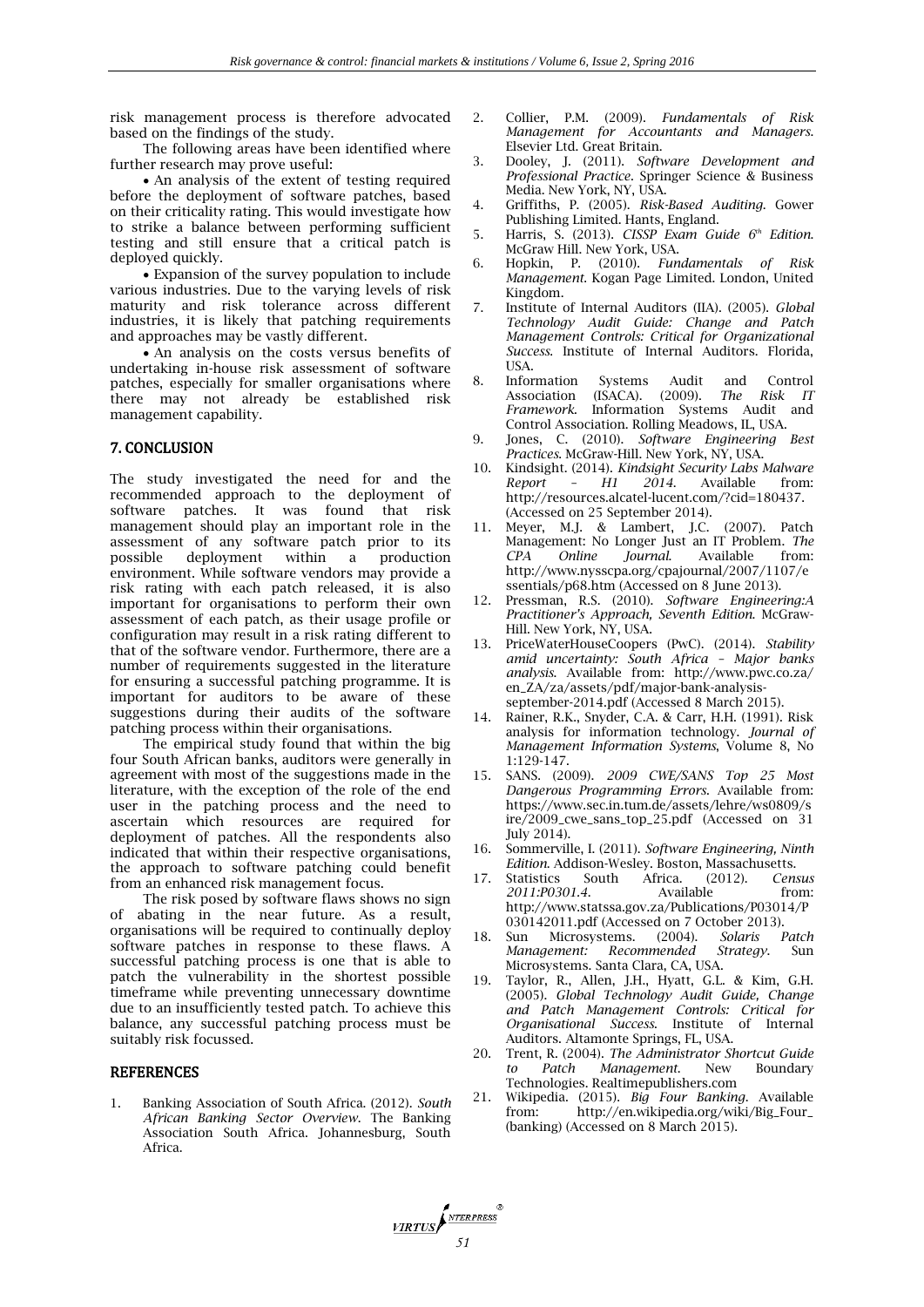risk management process is therefore advocated based on the findings of the study.

The following areas have been identified where further research may prove useful:

- An analysis of the extent of testing required before the deployment of software patches, based on their criticality rating. This would investigate how to strike a balance between performing sufficient testing and still ensure that a critical patch is deployed quickly.
- Expansion of the survey population to include various industries. Due to the varying levels of risk maturity and risk tolerance across different industries, it is likely that patching requirements and approaches may be vastly different.
- An analysis on the costs versus benefits of undertaking in-house risk assessment of software patches, especially for smaller organisations where there may not already be established risk management capability.

## 7. CONCLUSION

The study investigated the need for and the recommended approach to the deployment of software patches. It was found that risk management should play an important role in the assessment of any software patch prior to its possible deployment within a production environment. While software vendors may provide a risk rating with each patch released, it is also important for organisations to perform their own assessment of each patch, as their usage profile or configuration may result in a risk rating different to that of the software vendor. Furthermore, there are a number of requirements suggested in the literature for ensuring a successful patching programme. It is important for auditors to be aware of these suggestions during their audits of the software patching process within their organisations.

The empirical study found that within the big four South African banks, auditors were generally in agreement with most of the suggestions made in the literature, with the exception of the role of the end user in the patching process and the need to ascertain which resources are required for deployment of patches. All the respondents also indicated that within their respective organisations, the approach to software patching could benefit from an enhanced risk management focus.

The risk posed by software flaws shows no sign of abating in the near future. As a result, organisations will be required to continually deploy software patches in response to these flaws. A successful patching process is one that is able to patch the vulnerability in the shortest possible timeframe while preventing unnecessary downtime due to an insufficiently tested patch. To achieve this balance, any successful patching process must be suitably risk focussed.

## REFERENCES

1. Banking Association of South Africa. (2012). *South African Banking Sector Overview*. The Banking Association South Africa. Johannesburg, South Africa.
2. Collier, P.M. (2009). *Fundamentals of Risk Management for Accountants and Managers*. Elsevier Ltd. Great Britain.
3. Dooley, J. (2011). *Software Development and Professional Practice*. Springer Science & Business Media. New York, NY, USA.
4. Griffiths, P. (2005). *Risk-Based Auditing*. Gower Publishing Limited. Hants, England.
5. Harris, S. (2013). *CISSP Exam Guide 6th Edition*. McGraw Hill. New York, USA.
6. Hopkin, P. (2010). *Fundamentals of Risk Management*. Kogan Page Limited. London, United Kingdom.
7. Institute of Internal Auditors (IIA). (2005). *Global Technology Audit Guide: Change and Patch Management Controls: Critical for Organizational Success*. Institute of Internal Auditors. Florida, USA.
8. Information Systems Audit and Control Association (ISACA). (2009). *The Risk IT Framework*. Information Systems Audit and Control Association. Rolling Meadows, IL, USA.
9. Jones, C. (2010). *Software Engineering Best Practices*. McGraw-Hill. New York, NY, USA.
10. Kindsight. (2014). *Kindsight Security Labs Malware Report – H1 2014*. Available from: http://resources.alcatel-lucent.com/?cid=180437. (Accessed on 25 September 2014).
11. Meyer, M.J. & Lambert, J.C. (2007). Patch Management: No Longer Just an IT Problem. *The CPA Online Journal*. Available from: http://www.nysscpa.org/cpajournal/2007/1107/essentials/p68.htm (Accessed on 8 June 2013).
12. Pressman, R.S. (2010). *Software Engineering:A Practitioner's Approach, Seventh Edition*. McGraw-Hill. New York, NY, USA.
13. PriceWaterHouseCoopers (PwC). (2014). *Stability amid uncertainty: South Africa – Major banks analysis*. Available from: http://www.pwc.co.za/en_ZA/za/assets/pdf/major-bank-analysis-september-2014.pdf (Accessed 8 March 2015).
14. Rainer, R.K., Snyder, C.A. & Carr, H.H. (1991). Risk analysis for information technology. *Journal of Management Information Systems*, Volume 8, No 1:129-147.
15. SANS. (2009). *2009 CWE/SANS Top 25 Most Dangerous Programming Errors*. Available from: https://www.sec.in.tum.de/assets/lehre/ws0809/sire/2009_cwe_sans_top_25.pdf (Accessed on 31 July 2014).
16. Sommerville, I. (2011). *Software Engineering, Ninth Edition*. Addison-Wesley. Boston, Massachusetts.
17. Statistics South Africa. (2012). *Census 2011:P0301.4*. Available from: http://www.statssa.gov.za/Publications/P03014/P030142011.pdf (Accessed on 7 October 2013).
18. Sun Microsystems. (2004). *Solaris Patch Management: Recommended Strategy*. Sun Microsystems. Santa Clara, CA, USA.
19. Taylor, R., Allen, J.H., Hyatt, G.L. & Kim, G.H. (2005). *Global Technology Audit Guide, Change and Patch Management Controls: Critical for Organisational Success*. Institute of Internal Auditors. Altamonte Springs, FL, USA.
20. Trent, R. (2004). *The Administrator Shortcut Guide to Patch Management*. New Boundary Technologies. Realtimepublishers.com
21. Wikipedia. (2015). *Big Four Banking*. Available from: http://en.wikipedia.org/wiki/Big_Four_(banking) (Accessed on 8 March 2015).